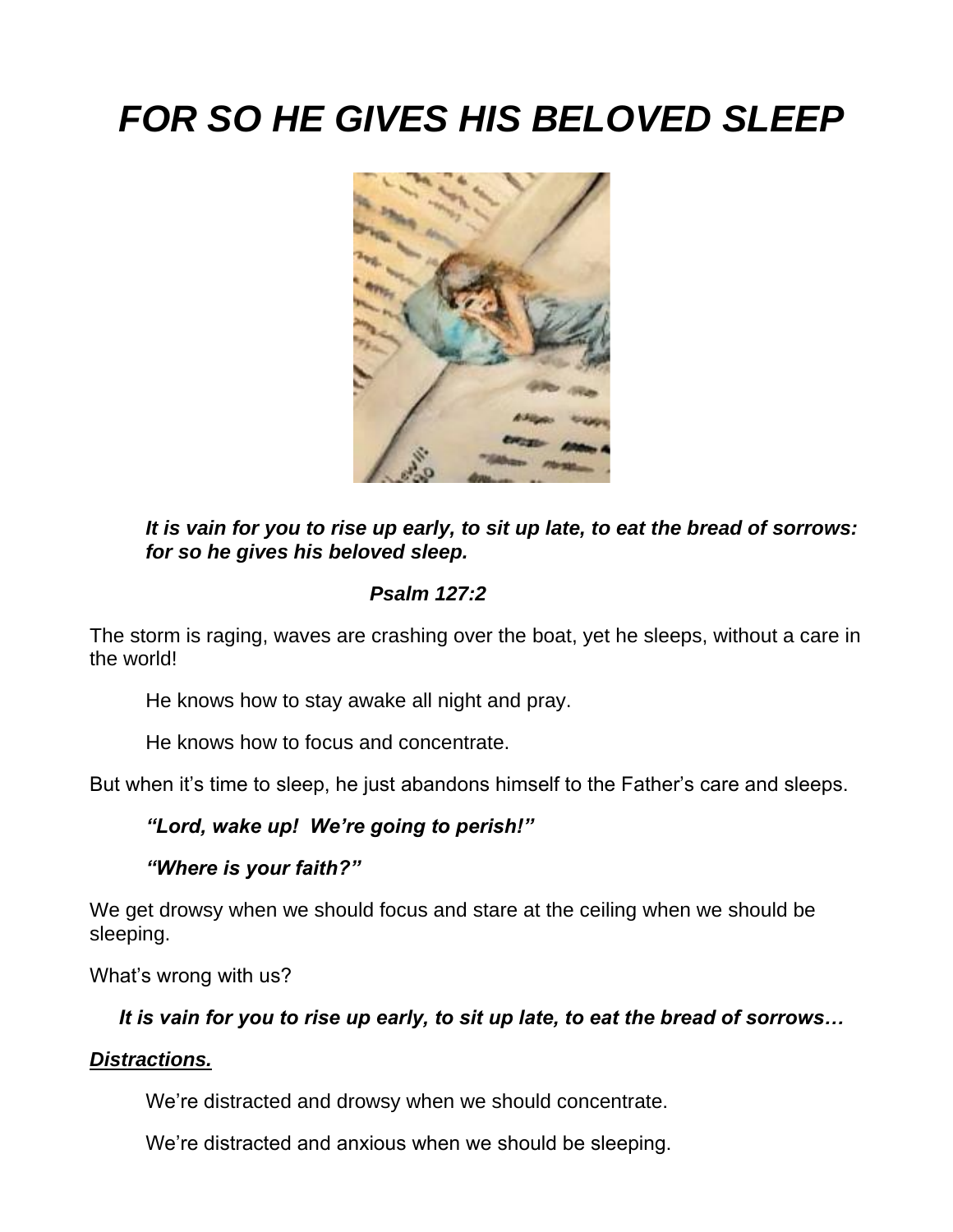# *FOR SO HE GIVES HIS BELOVED SLEEP*

***It is vain for you to rise up early, to sit up late, to eat the bread of sorrows: for so he gives his beloved sleep.***

***Psalm 127:2***

The storm is raging, waves are crashing over the boat, yet he sleeps, without a care in the world!

He knows how to stay awake all night and pray.

He knows how to focus and concentrate.

But when it's time to sleep, he just abandons himself to the Father's care and sleeps.

***"Lord, wake up!  We're going to perish!"***

***"Where is your faith?"***

We get drowsy when we should focus and stare at the ceiling when we should be sleeping.

What's wrong with us?

***It is vain for you to rise up early, to sit up late, to eat the bread of sorrows…***

***<u>Distractions.</u>***

We're distracted and drowsy when we should concentrate.

We're distracted and anxious when we should be sleeping.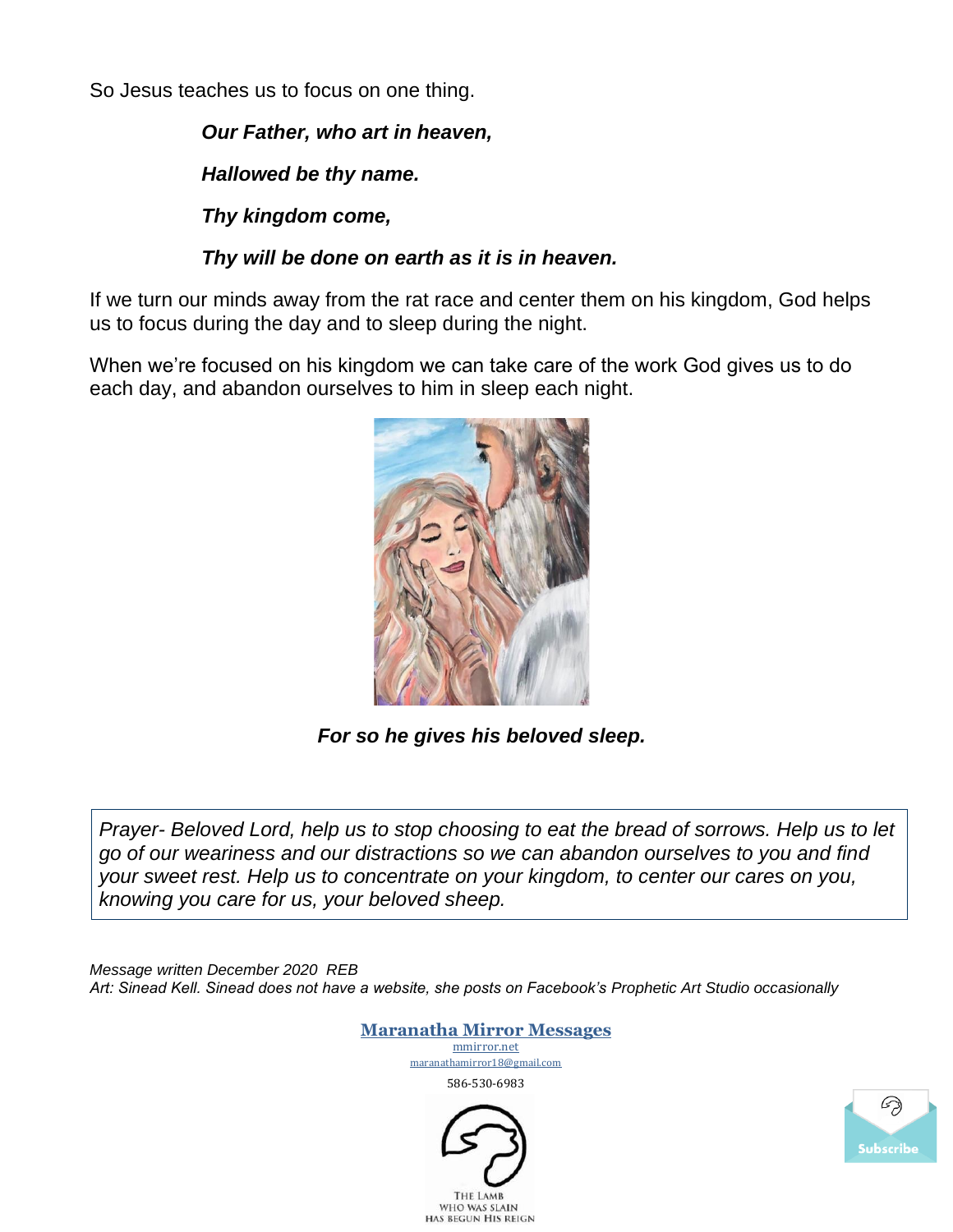So Jesus teaches us to focus on one thing.

> ***Our Father, who art in heaven,***
>
> ***Hallowed be thy name.***
>
> ***Thy kingdom come,***
>
> ***Thy will be done on earth as it is in heaven.***

If we turn our minds away from the rat race and center them on his kingdom, God helps us to focus during the day and to sleep during the night.

When we're focused on his kingdom we can take care of the work God gives us to do each day, and abandon ourselves to him in sleep each night.

***For so he gives his beloved sleep.***

*Prayer- Beloved Lord, help us to stop choosing to eat the bread of sorrows. Help us to let go of our weariness and our distractions so we can abandon ourselves to you and find your sweet rest. Help us to concentrate on your kingdom, to center our cares on you, knowing you care for us, your beloved sheep.*

*Message written December 2020 REB*
*Art: Sinead Kell. Sinead does not have a website, she posts on Facebook's Prophetic Art Studio occasionally*

**Maranatha Mirror Messages**
mmirror.net
maranathamirror18@gmail.com
586-530-6983

THE LAMB WHO WAS SLAIN HAS BEGUN HIS REIGN

Subscribe